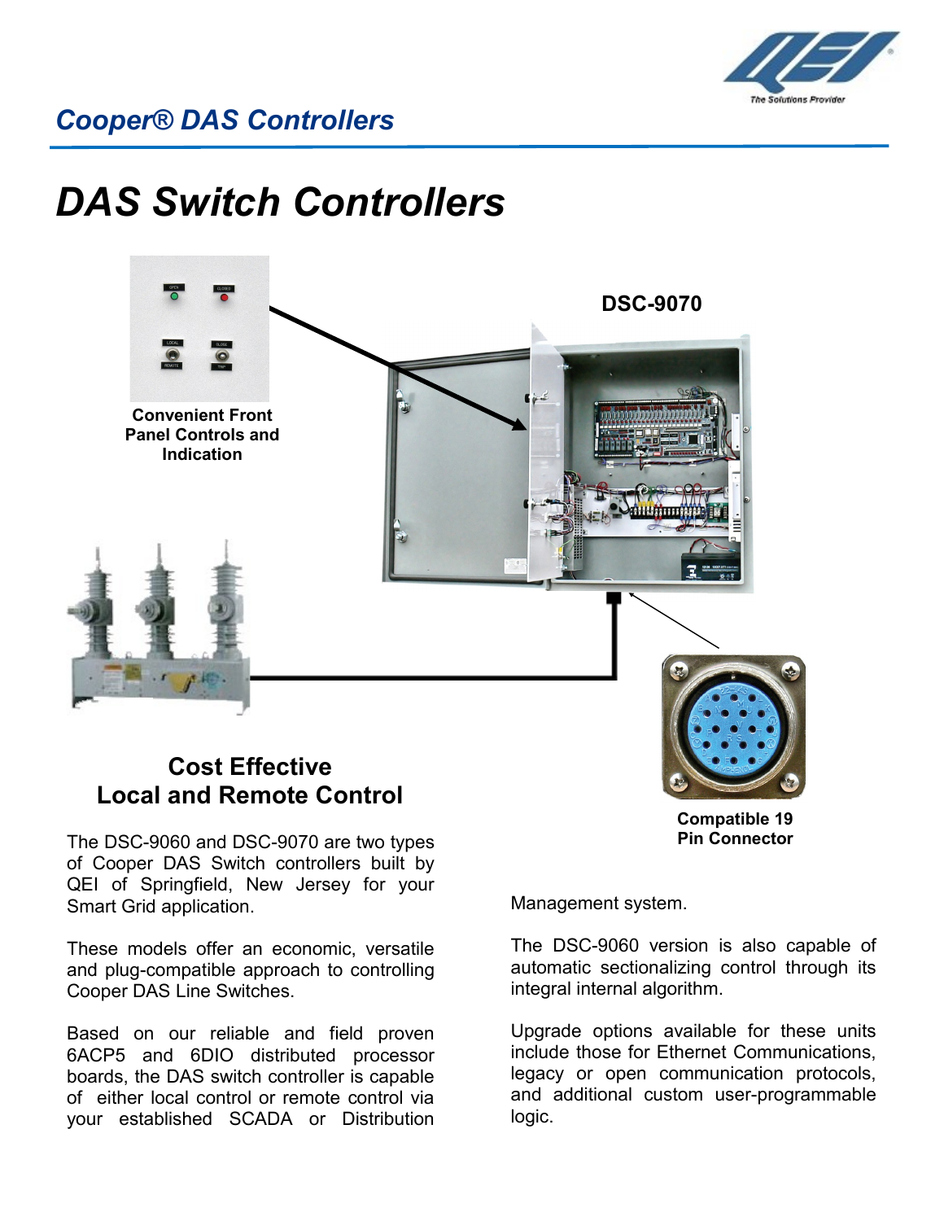## *Cooper® DAS Controllers*

# *DAS Switch Controllers*

**DSC-9070**

**Convenient Front Panel Controls and Indication**

**Compatible 19 Pin Connector**

## Cost Effective Local and Remote Control

The DSC-9060 and DSC-9070 are two types of Cooper DAS Switch controllers built by QEI of Springfield, New Jersey for your Smart Grid application.

These models offer an economic, versatile and plug-compatible approach to controlling Cooper DAS Line Switches.

Based on our reliable and field proven 6ACP5 and 6DIO distributed processor boards, the DAS switch controller is capable of either local control or remote control via your established SCADA or Distribution Management system.

The DSC-9060 version is also capable of automatic sectionalizing control through its integral internal algorithm.

Upgrade options available for these units include those for Ethernet Communications, legacy or open communication protocols, and additional custom user-programmable logic.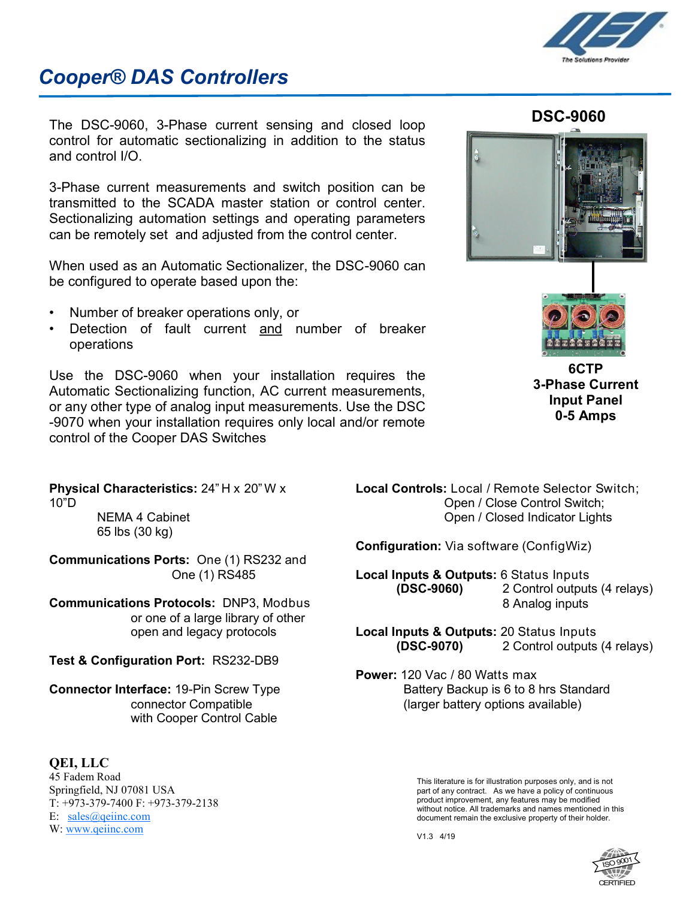# Cooper® DAS Controllers

The DSC-9060, 3-Phase current sensing and closed loop control for automatic sectionalizing in addition to the status and control I/O.

3-Phase current measurements and switch position can be transmitted to the SCADA master station or control center. Sectionalizing automation settings and operating parameters can be remotely set and adjusted from the control center.

When used as an Automatic Sectionalizer, the DSC-9060 can be configured to operate based upon the:

- Number of breaker operations only, or
- Detection of fault current and number of breaker operations

Use the DSC-9060 when your installation requires the Automatic Sectionalizing function, AC current measurements, or any other type of analog input measurements. Use the DSC -9070 when your installation requires only local and/or remote control of the Cooper DAS Switches

**DSC-9060**

**6CTP**
**3-Phase Current Input Panel**
**0-5 Amps**

**Physical Characteristics:** 24" H x 20" W x 10"D
NEMA 4 Cabinet
65 lbs (30 kg)

**Communications Ports:** One (1) RS232 and One (1) RS485

**Communications Protocols:** DNP3, Modbus or one of a large library of other open and legacy protocols

**Test & Configuration Port:** RS232-DB9

**Connector Interface:** 19-Pin Screw Type connector Compatible with Cooper Control Cable

**Local Controls:** Local / Remote Selector Switch;
Open / Close Control Switch;
Open / Closed Indicator Lights

**Configuration:** Via software (ConfigWiz)

**Local Inputs & Outputs: (DSC-9060)** 6 Status Inputs
2 Control outputs (4 relays)
8 Analog inputs

**Local Inputs & Outputs: (DSC-9070)** 20 Status Inputs
2 Control outputs (4 relays)

**Power:** 120 Vac / 80 Watts max
Battery Backup is 6 to 8 hrs Standard
(larger battery options available)

**QEI, LLC**
45 Fadem Road
Springfield, NJ 07081 USA
T: +973-379-7400 F: +973-379-2138
E: sales@qeiinc.com
W: www.qeiinc.com

This literature is for illustration purposes only, and is not part of any contract. As we have a policy of continuous product improvement, any features may be modified without notice. All trademarks and names mentioned in this document remain the exclusive property of their holder.

V1.3 4/19